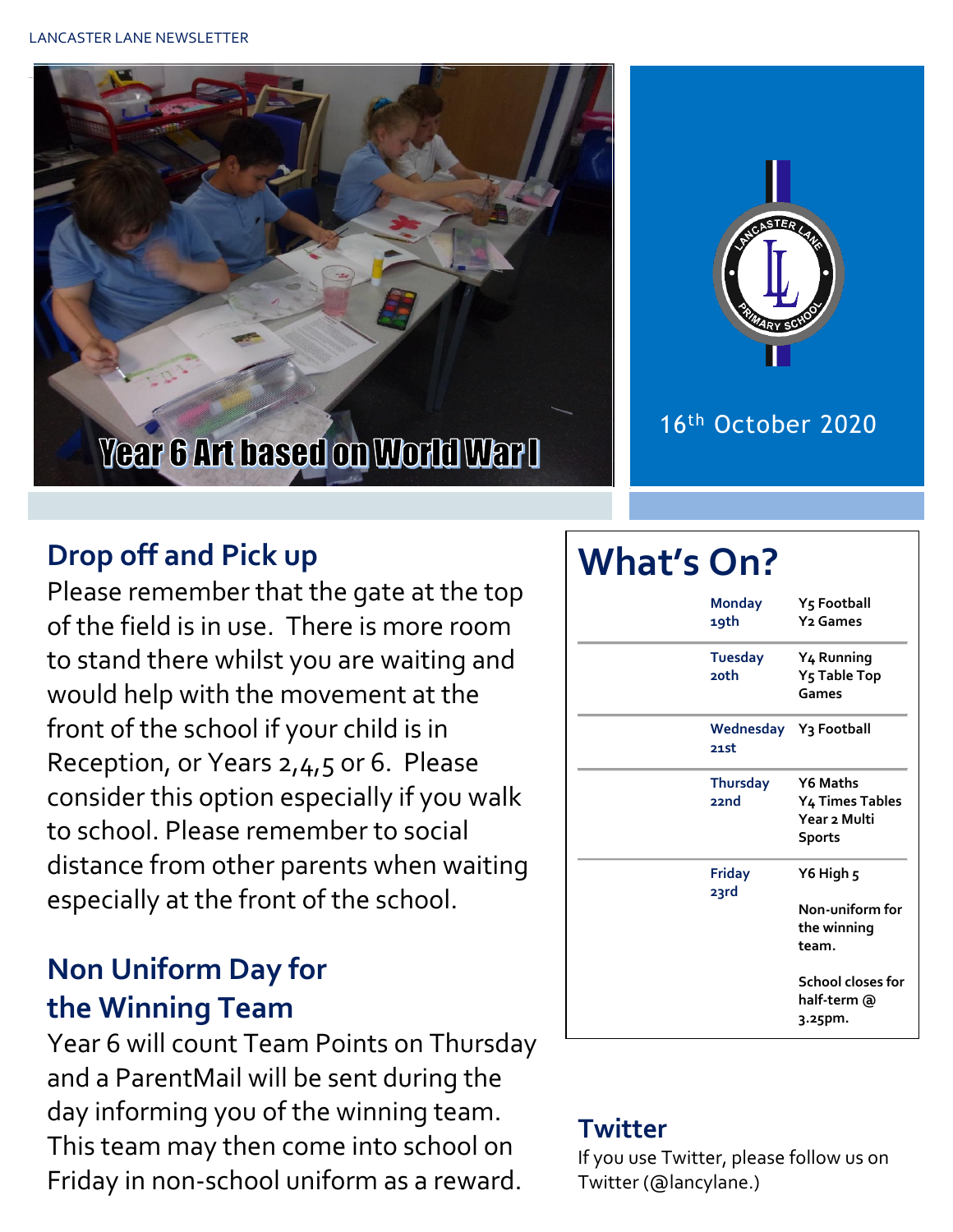LANCASTER LANE NEWSLETTER

Year 6 Art based on World War I

16th October 2020

## Drop off and Pick up

Please remember that the gate at the top of the field is in use. There is more room to stand there whilst you are waiting and would help with the movement at the front of the school if your child is in Reception, or Years 2,4,5 or 6. Please consider this option especially if you walk to school. Please remember to social distance from other parents when waiting especially at the front of the school.

## Non Uniform Day for the Winning Team

Year 6 will count Team Points on Thursday and a ParentMail will be sent during the day informing you of the winning team. This team may then come into school on Friday in non-school uniform as a reward.

## What's On?

| Day | Event |
|---|---|
| Monday 19th | Y5 Football<br>Y2 Games |
| Tuesday 20th | Y4 Running<br>Y5 Table Top Games |
| Wednesday 21st | Y3 Football |
| Thursday 22nd | Y6 Maths<br>Y4 Times Tables<br>Year 2 Multi Sports |
| Friday 23rd | Y6 High 5<br>Non-uniform for the winning team.<br>School closes for half-term @ 3.25pm. |

## Twitter

If you use Twitter, please follow us on Twitter (@lancylane.)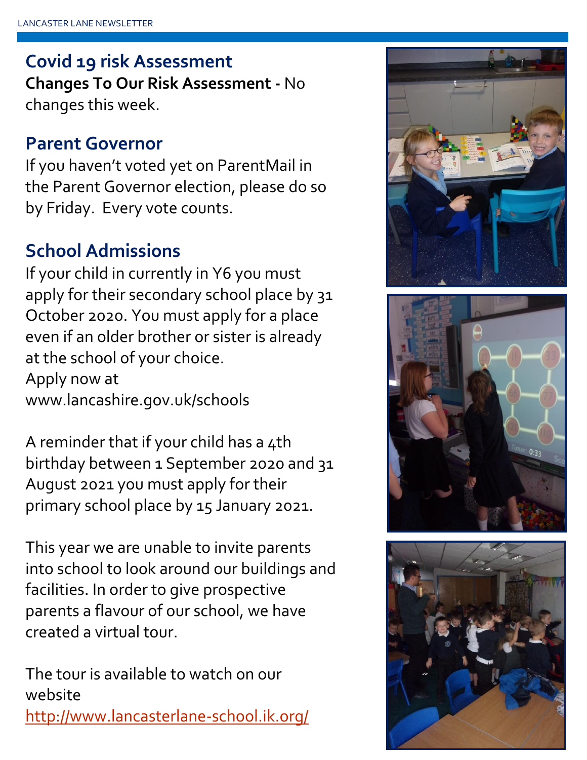## Covid 19 risk Assessment

**Changes To Our Risk Assessment -** No changes this week.

## Parent Governor

If you haven't voted yet on ParentMail in the Parent Governor election, please do so by Friday. Every vote counts.

## School Admissions

If your child in currently in Y6 you must apply for their secondary school place by 31 October 2020. You must apply for a place even if an older brother or sister is already at the school of your choice.
Apply now at
www.lancashire.gov.uk/schools

A reminder that if your child has a 4th birthday between 1 September 2020 and 31 August 2021 you must apply for their primary school place by 15 January 2021.

This year we are unable to invite parents into school to look around our buildings and facilities. In order to give prospective parents a flavour of our school, we have created a virtual tour.

The tour is available to watch on our website
[http://www.lancasterlane-school.ik.org/](http://www.lancasterlane-school.ik.org/)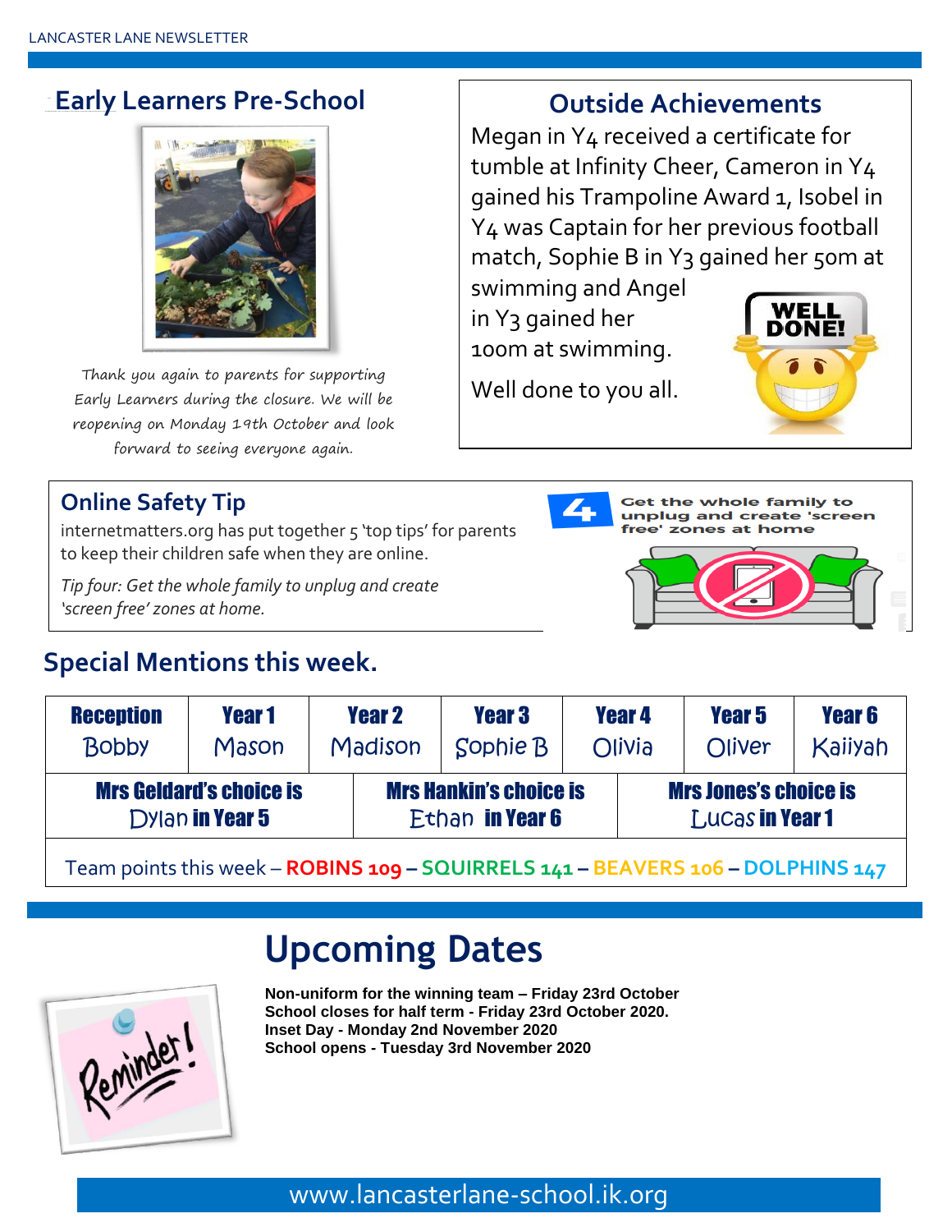## Early Learners Pre-School

Thank you again to parents for supporting Early Learners during the closure. We will be reopening on Monday 19th October and look forward to seeing everyone again.

## Outside Achievements

Megan in Y4 received a certificate for tumble at Infinity Cheer, Cameron in Y4 gained his Trampoline Award 1, Isobel in Y4 was Captain for her previous football match, Sophie B in Y3 gained her 50m at swimming and Angel in Y3 gained her 100m at swimming.

Well done to you all.

## Online Safety Tip

internetmatters.org has put together 5 'top tips' for parents to keep their children safe when they are online.

*Tip four: Get the whole family to unplug and create 'screen free' zones at home.*

4 Get the whole family to unplug and create 'screen free' zones at home

## Special Mentions this week.

| Reception | Year 1 | Year 2 | Year 3 | Year 4 | Year 5 | Year 6 |
|---|---|---|---|---|---|---|
| Bobby | Mason | Madison | Sophie B | Olivia | Oliver | Kaiiyah |

| | | |
|---|---|---|
| **Mrs Geldard's choice is** Dylan **in Year 5** | **Mrs Hankin's choice is** Ethan **in Year 6** | **Mrs Jones's choice is** Lucas **in Year 1** |

Team points this week – **ROBINS 109** – **SQUIRRELS 141** – **BEAVERS 106** – **DOLPHINS 147**

# Upcoming Dates

**Non-uniform for the winning team – Friday 23rd October**
**School closes for half term - Friday 23rd October 2020.**
**Inset Day - Monday 2nd November 2020**
**School opens - Tuesday 3rd November 2020**

www.lancasterlane-school.ik.org